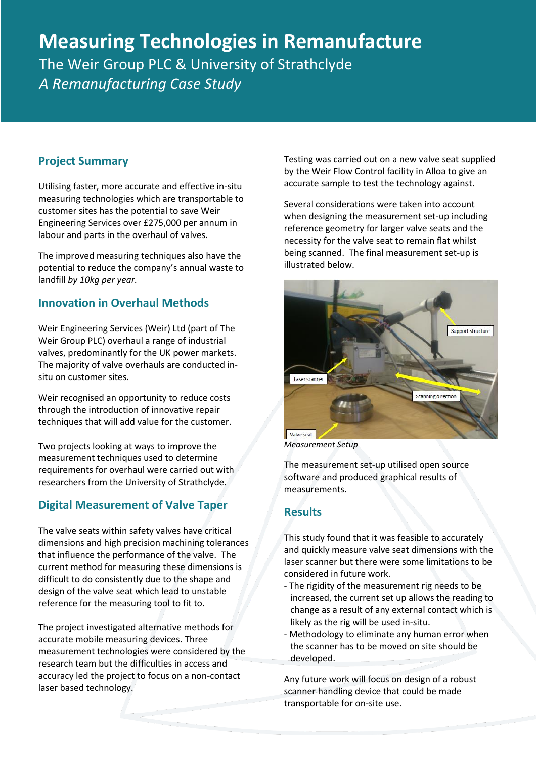# Measuring Technologies in Remanufacture

The Weir Group PLC & University of Strathclyde

*A Remanufacturing Case Study*

## Project Summary

Utilising faster, more accurate and effective in-situ measuring technologies which are transportable to customer sites has the potential to save Weir Engineering Services over £275,000 per annum in labour and parts in the overhaul of valves.

The improved measuring techniques also have the potential to reduce the company's annual waste to landfill *by 10kg per year.*

## Innovation in Overhaul Methods

Weir Engineering Services (Weir) Ltd (part of The Weir Group PLC) overhaul a range of industrial valves, predominantly for the UK power markets. The majority of valve overhauls are conducted in-situ on customer sites.

Weir recognised an opportunity to reduce costs through the introduction of innovative repair techniques that will add value for the customer.

Two projects looking at ways to improve the measurement techniques used to determine requirements for overhaul were carried out with researchers from the University of Strathclyde.

## Digital Measurement of Valve Taper

The valve seats within safety valves have critical dimensions and high precision machining tolerances that influence the performance of the valve. The current method for measuring these dimensions is difficult to do consistently due to the shape and design of the valve seat which lead to unstable reference for the measuring tool to fit to.

The project investigated alternative methods for accurate mobile measuring devices. Three measurement technologies were considered by the research team but the difficulties in access and accuracy led the project to focus on a non-contact laser based technology.

Testing was carried out on a new valve seat supplied by the Weir Flow Control facility in Alloa to give an accurate sample to test the technology against.

Several considerations were taken into account when designing the measurement set-up including reference geometry for larger valve seats and the necessity for the valve seat to remain flat whilst being scanned. The final measurement set-up is illustrated below.

*Measurement Setup*

The measurement set-up utilised open source software and produced graphical results of measurements.

## Results

This study found that it was feasible to accurately and quickly measure valve seat dimensions with the laser scanner but there were some limitations to be considered in future work.

- The rigidity of the measurement rig needs to be increased, the current set up allows the reading to change as a result of any external contact which is likely as the rig will be used in-situ.
- Methodology to eliminate any human error when the scanner has to be moved on site should be developed.

Any future work will focus on design of a robust scanner handling device that could be made transportable for on-site use.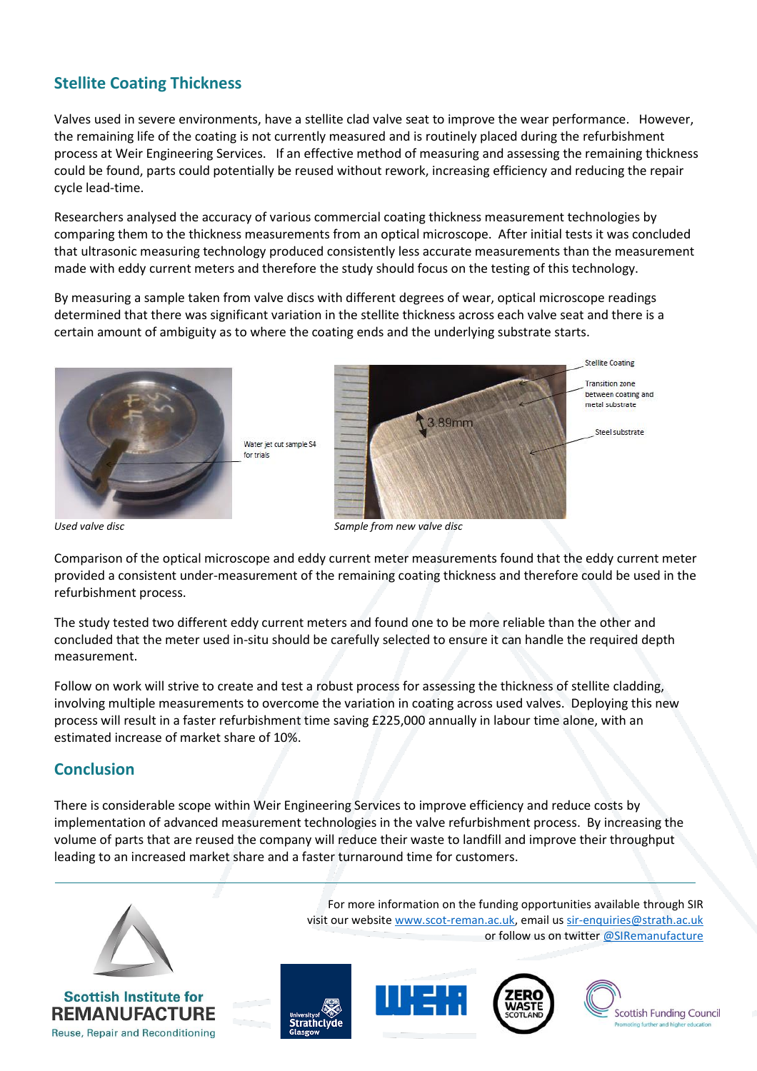## Stellite Coating Thickness

Valves used in severe environments, have a stellite clad valve seat to improve the wear performance. However, the remaining life of the coating is not currently measured and is routinely placed during the refurbishment process at Weir Engineering Services. If an effective method of measuring and assessing the remaining thickness could be found, parts could potentially be reused without rework, increasing efficiency and reducing the repair cycle lead-time.

Researchers analysed the accuracy of various commercial coating thickness measurement technologies by comparing them to the thickness measurements from an optical microscope. After initial tests it was concluded that ultrasonic measuring technology produced consistently less accurate measurements than the measurement made with eddy current meters and therefore the study should focus on the testing of this technology.

By measuring a sample taken from valve discs with different degrees of wear, optical microscope readings determined that there was significant variation in the stellite thickness across each valve seat and there is a certain amount of ambiguity as to where the coating ends and the underlying substrate starts.

Water jet cut sample S4 for trials

*Used valve disc*

3.89mm

Stellite Coating

Transition zone between coating and metal substrate

Steel substrate

*Sample from new valve disc*

Comparison of the optical microscope and eddy current meter measurements found that the eddy current meter provided a consistent under-measurement of the remaining coating thickness and therefore could be used in the refurbishment process.

The study tested two different eddy current meters and found one to be more reliable than the other and concluded that the meter used in-situ should be carefully selected to ensure it can handle the required depth measurement.

Follow on work will strive to create and test a robust process for assessing the thickness of stellite cladding, involving multiple measurements to overcome the variation in coating across used valves. Deploying this new process will result in a faster refurbishment time saving £225,000 annually in labour time alone, with an estimated increase of market share of 10%.

## Conclusion

There is considerable scope within Weir Engineering Services to improve efficiency and reduce costs by implementation of advanced measurement technologies in the valve refurbishment process. By increasing the volume of parts that are reused the company will reduce their waste to landfill and improve their throughput leading to an increased market share and a faster turnaround time for customers.

For more information on the funding opportunities available through SIR visit our website www.scot-reman.ac.uk, email us sir-enquiries@strath.ac.uk or follow us on twitter @SIRemanufacture

Scottish Institute for REMANUFACTURE
Reuse, Repair and Reconditioning

University of Strathclyde Glasgow

WEIR

ZERO WASTE SCOTLAND

Scottish Funding Council
Promoting further and higher education